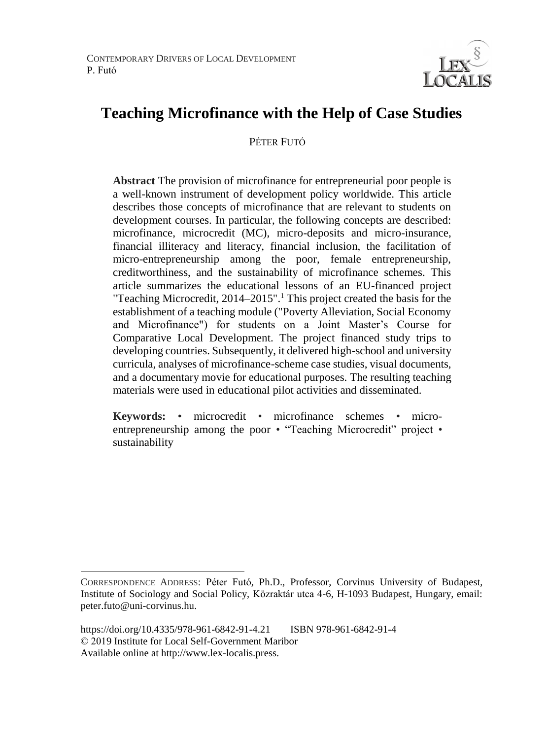# Teaching Microfinance with the Help of Case Studies

PÉTER FUTÓ

**Abstract** The provision of microfinance for entrepreneurial poor people is a well-known instrument of development policy worldwide. This article describes those concepts of microfinance that are relevant to students on development courses. In particular, the following concepts are described: microfinance, microcredit (MC), micro-deposits and micro-insurance, financial illiteracy and literacy, financial inclusion, the facilitation of micro-entrepreneurship among the poor, female entrepreneurship, creditworthiness, and the sustainability of microfinance schemes. This article summarizes the educational lessons of an EU-financed project "Teaching Microcredit, 2014–2015".[1] This project created the basis for the establishment of a teaching module ("Poverty Alleviation, Social Economy and Microfinance") for students on a Joint Master's Course for Comparative Local Development. The project financed study trips to developing countries. Subsequently, it delivered high-school and university curricula, analyses of microfinance-scheme case studies, visual documents, and a documentary movie for educational purposes. The resulting teaching materials were used in educational pilot activities and disseminated.

**Keywords:** • microcredit • microfinance schemes • micro-entrepreneurship among the poor • "Teaching Microcredit" project • sustainability

---

CORRESPONDENCE ADDRESS: Péter Futó, Ph.D., Professor, Corvinus University of Budapest, Institute of Sociology and Social Policy, Közraktár utca 4-6, H-1093 Budapest, Hungary, email: peter.futo@uni-corvinus.hu.

https://doi.org/10.4335/978-961-6842-91-4.21 ISBN 978-961-6842-91-4
© 2019 Institute for Local Self-Government Maribor
Available online at http://www.lex-localis.press.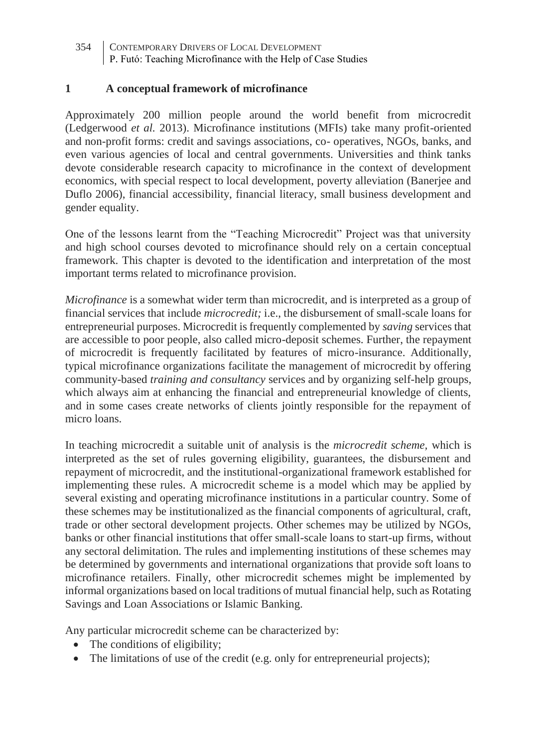## 1 A conceptual framework of microfinance

Approximately 200 million people around the world benefit from microcredit (Ledgerwood *et al.* 2013). Microfinance institutions (MFIs) take many profit-oriented and non-profit forms: credit and savings associations, co- operatives, NGOs, banks, and even various agencies of local and central governments. Universities and think tanks devote considerable research capacity to microfinance in the context of development economics, with special respect to local development, poverty alleviation (Banerjee and Duflo 2006), financial accessibility, financial literacy, small business development and gender equality.

One of the lessons learnt from the "Teaching Microcredit" Project was that university and high school courses devoted to microfinance should rely on a certain conceptual framework. This chapter is devoted to the identification and interpretation of the most important terms related to microfinance provision.

*Microfinance* is a somewhat wider term than microcredit, and is interpreted as a group of financial services that include *microcredit;* i.e., the disbursement of small-scale loans for entrepreneurial purposes. Microcredit is frequently complemented by *saving* services that are accessible to poor people, also called micro-deposit schemes. Further, the repayment of microcredit is frequently facilitated by features of micro-insurance. Additionally, typical microfinance organizations facilitate the management of microcredit by offering community-based *training and consultancy* services and by organizing self-help groups, which always aim at enhancing the financial and entrepreneurial knowledge of clients, and in some cases create networks of clients jointly responsible for the repayment of micro loans.

In teaching microcredit a suitable unit of analysis is the *microcredit scheme,* which is interpreted as the set of rules governing eligibility, guarantees, the disbursement and repayment of microcredit, and the institutional-organizational framework established for implementing these rules. A microcredit scheme is a model which may be applied by several existing and operating microfinance institutions in a particular country. Some of these schemes may be institutionalized as the financial components of agricultural, craft, trade or other sectoral development projects. Other schemes may be utilized by NGOs, banks or other financial institutions that offer small-scale loans to start-up firms, without any sectoral delimitation. The rules and implementing institutions of these schemes may be determined by governments and international organizations that provide soft loans to microfinance retailers. Finally, other microcredit schemes might be implemented by informal organizations based on local traditions of mutual financial help, such as Rotating Savings and Loan Associations or Islamic Banking.

Any particular microcredit scheme can be characterized by:

- The conditions of eligibility;
- The limitations of use of the credit (e.g. only for entrepreneurial projects);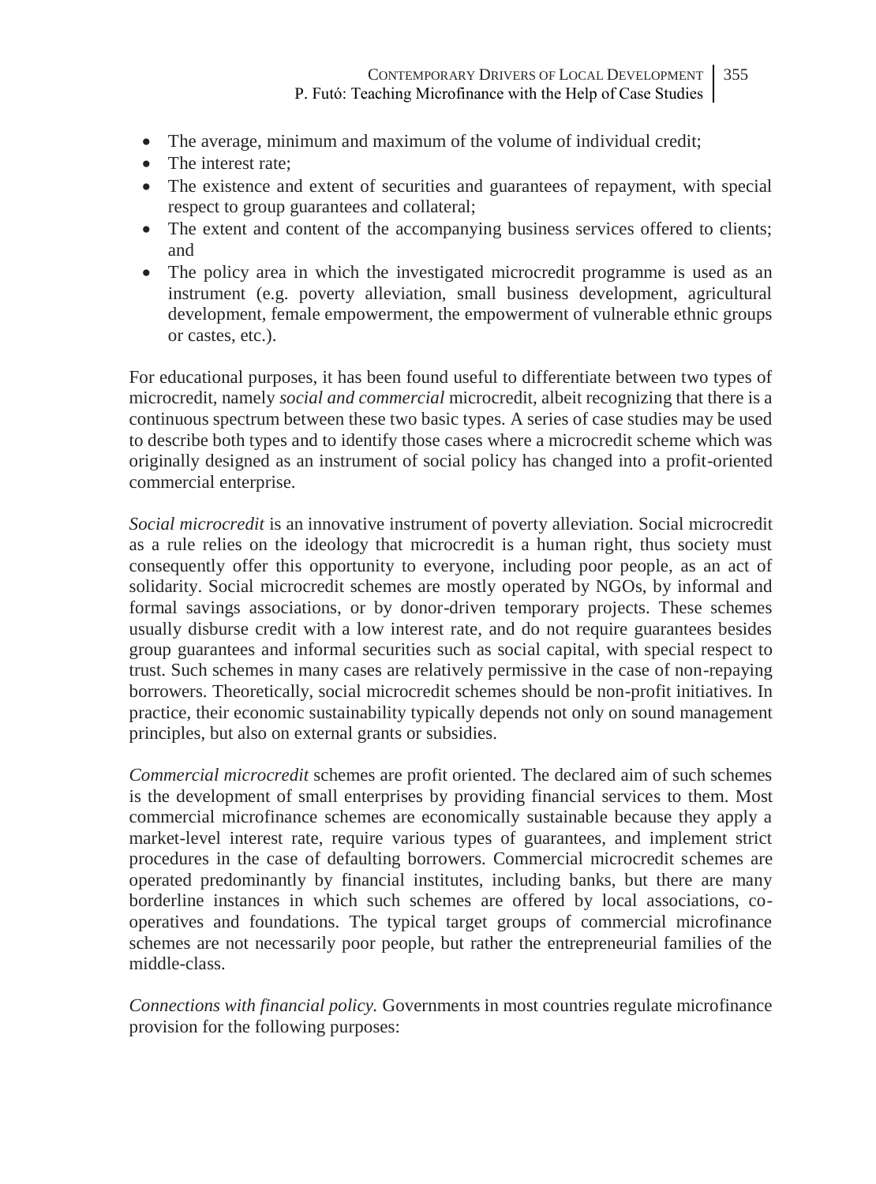- The average, minimum and maximum of the volume of individual credit;
- The interest rate;
- The existence and extent of securities and guarantees of repayment, with special respect to group guarantees and collateral;
- The extent and content of the accompanying business services offered to clients; and
- The policy area in which the investigated microcredit programme is used as an instrument (e.g. poverty alleviation, small business development, agricultural development, female empowerment, the empowerment of vulnerable ethnic groups or castes, etc.).

For educational purposes, it has been found useful to differentiate between two types of microcredit, namely *social and commercial* microcredit, albeit recognizing that there is a continuous spectrum between these two basic types. A series of case studies may be used to describe both types and to identify those cases where a microcredit scheme which was originally designed as an instrument of social policy has changed into a profit-oriented commercial enterprise.

*Social microcredit* is an innovative instrument of poverty alleviation. Social microcredit as a rule relies on the ideology that microcredit is a human right, thus society must consequently offer this opportunity to everyone, including poor people, as an act of solidarity. Social microcredit schemes are mostly operated by NGOs, by informal and formal savings associations, or by donor-driven temporary projects. These schemes usually disburse credit with a low interest rate, and do not require guarantees besides group guarantees and informal securities such as social capital, with special respect to trust. Such schemes in many cases are relatively permissive in the case of non-repaying borrowers. Theoretically, social microcredit schemes should be non-profit initiatives. In practice, their economic sustainability typically depends not only on sound management principles, but also on external grants or subsidies.

*Commercial microcredit* schemes are profit oriented. The declared aim of such schemes is the development of small enterprises by providing financial services to them. Most commercial microfinance schemes are economically sustainable because they apply a market-level interest rate, require various types of guarantees, and implement strict procedures in the case of defaulting borrowers. Commercial microcredit schemes are operated predominantly by financial institutes, including banks, but there are many borderline instances in which such schemes are offered by local associations, co-operatives and foundations. The typical target groups of commercial microfinance schemes are not necessarily poor people, but rather the entrepreneurial families of the middle-class.

*Connections with financial policy.* Governments in most countries regulate microfinance provision for the following purposes: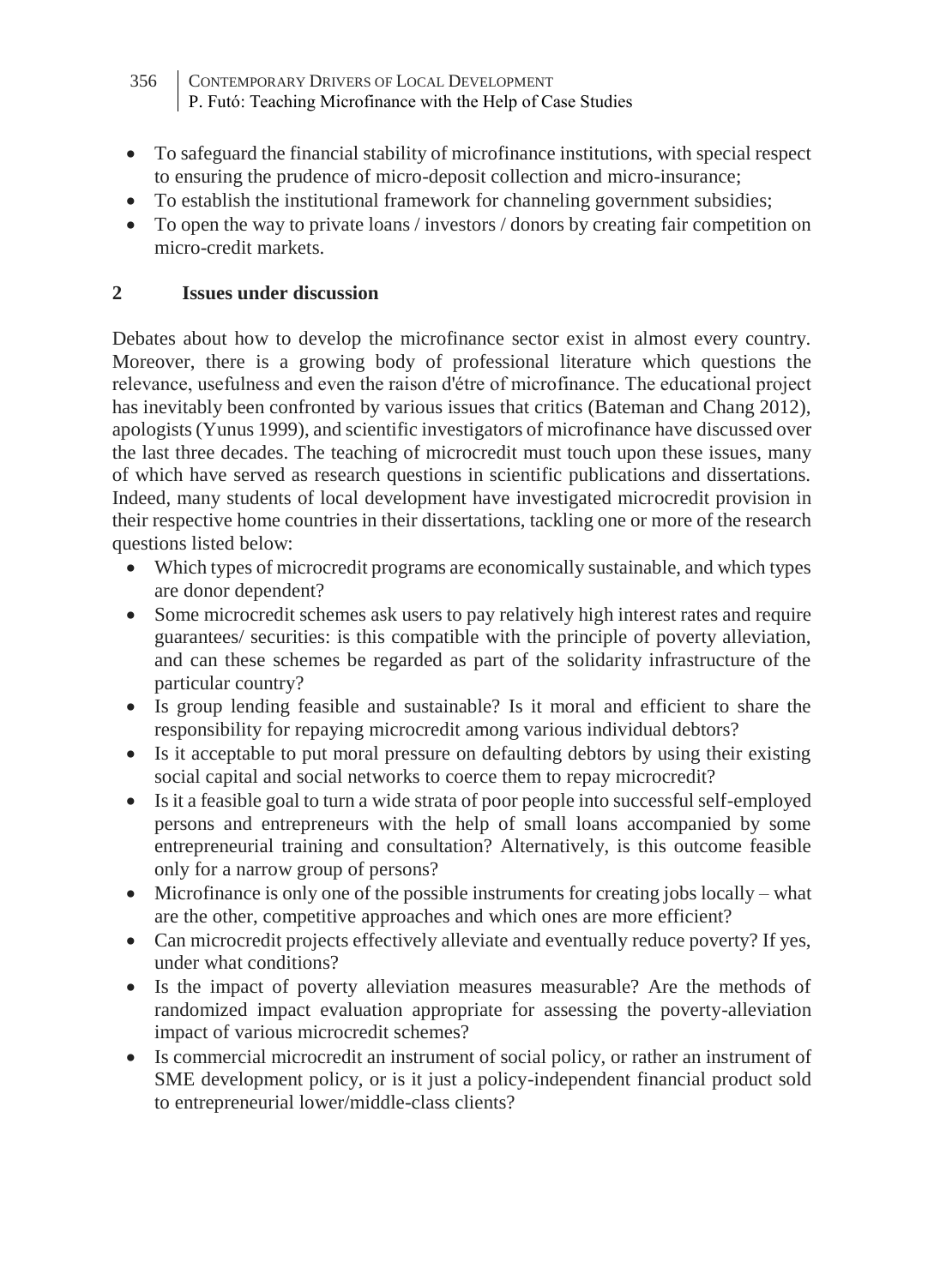- To safeguard the financial stability of microfinance institutions, with special respect to ensuring the prudence of micro-deposit collection and micro-insurance;
- To establish the institutional framework for channeling government subsidies;
- To open the way to private loans / investors / donors by creating fair competition on micro-credit markets.

## 2 Issues under discussion

Debates about how to develop the microfinance sector exist in almost every country. Moreover, there is a growing body of professional literature which questions the relevance, usefulness and even the raison d'étre of microfinance. The educational project has inevitably been confronted by various issues that critics (Bateman and Chang 2012), apologists (Yunus 1999), and scientific investigators of microfinance have discussed over the last three decades. The teaching of microcredit must touch upon these issues, many of which have served as research questions in scientific publications and dissertations. Indeed, many students of local development have investigated microcredit provision in their respective home countries in their dissertations, tackling one or more of the research questions listed below:

- Which types of microcredit programs are economically sustainable, and which types are donor dependent?
- Some microcredit schemes ask users to pay relatively high interest rates and require guarantees/ securities: is this compatible with the principle of poverty alleviation, and can these schemes be regarded as part of the solidarity infrastructure of the particular country?
- Is group lending feasible and sustainable? Is it moral and efficient to share the responsibility for repaying microcredit among various individual debtors?
- Is it acceptable to put moral pressure on defaulting debtors by using their existing social capital and social networks to coerce them to repay microcredit?
- Is it a feasible goal to turn a wide strata of poor people into successful self-employed persons and entrepreneurs with the help of small loans accompanied by some entrepreneurial training and consultation? Alternatively, is this outcome feasible only for a narrow group of persons?
- Microfinance is only one of the possible instruments for creating jobs locally – what are the other, competitive approaches and which ones are more efficient?
- Can microcredit projects effectively alleviate and eventually reduce poverty? If yes, under what conditions?
- Is the impact of poverty alleviation measures measurable? Are the methods of randomized impact evaluation appropriate for assessing the poverty-alleviation impact of various microcredit schemes?
- Is commercial microcredit an instrument of social policy, or rather an instrument of SME development policy, or is it just a policy-independent financial product sold to entrepreneurial lower/middle-class clients?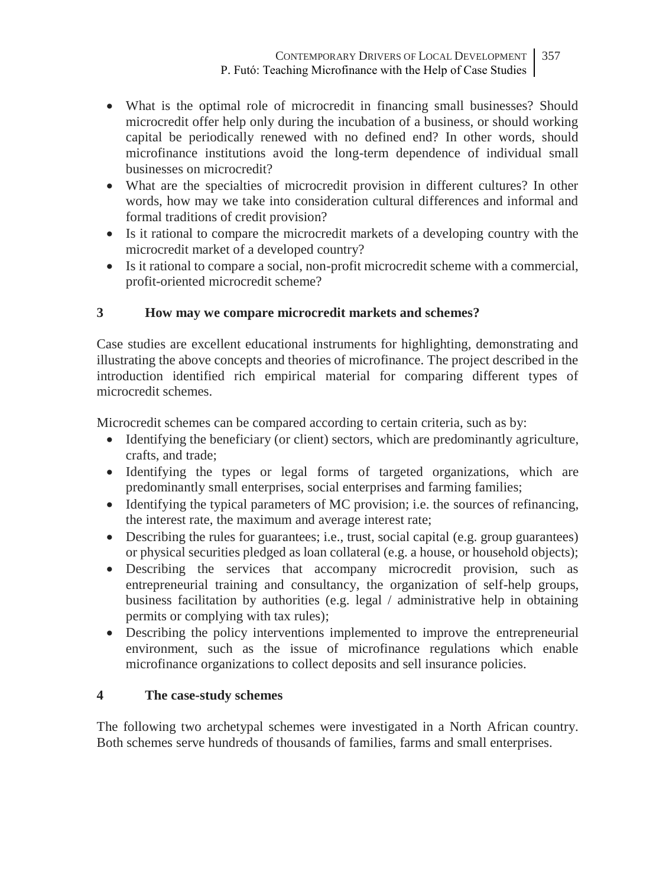- What is the optimal role of microcredit in financing small businesses? Should microcredit offer help only during the incubation of a business, or should working capital be periodically renewed with no defined end? In other words, should microfinance institutions avoid the long-term dependence of individual small businesses on microcredit?
- What are the specialties of microcredit provision in different cultures? In other words, how may we take into consideration cultural differences and informal and formal traditions of credit provision?
- Is it rational to compare the microcredit markets of a developing country with the microcredit market of a developed country?
- Is it rational to compare a social, non-profit microcredit scheme with a commercial, profit-oriented microcredit scheme?

## 3 How may we compare microcredit markets and schemes?

Case studies are excellent educational instruments for highlighting, demonstrating and illustrating the above concepts and theories of microfinance. The project described in the introduction identified rich empirical material for comparing different types of microcredit schemes.

Microcredit schemes can be compared according to certain criteria, such as by:

- Identifying the beneficiary (or client) sectors, which are predominantly agriculture, crafts, and trade;
- Identifying the types or legal forms of targeted organizations, which are predominantly small enterprises, social enterprises and farming families;
- Identifying the typical parameters of MC provision; i.e. the sources of refinancing, the interest rate, the maximum and average interest rate;
- Describing the rules for guarantees; i.e., trust, social capital (e.g. group guarantees) or physical securities pledged as loan collateral (e.g. a house, or household objects);
- Describing the services that accompany microcredit provision, such as entrepreneurial training and consultancy, the organization of self-help groups, business facilitation by authorities (e.g. legal / administrative help in obtaining permits or complying with tax rules);
- Describing the policy interventions implemented to improve the entrepreneurial environment, such as the issue of microfinance regulations which enable microfinance organizations to collect deposits and sell insurance policies.

## 4 The case-study schemes

The following two archetypal schemes were investigated in a North African country. Both schemes serve hundreds of thousands of families, farms and small enterprises.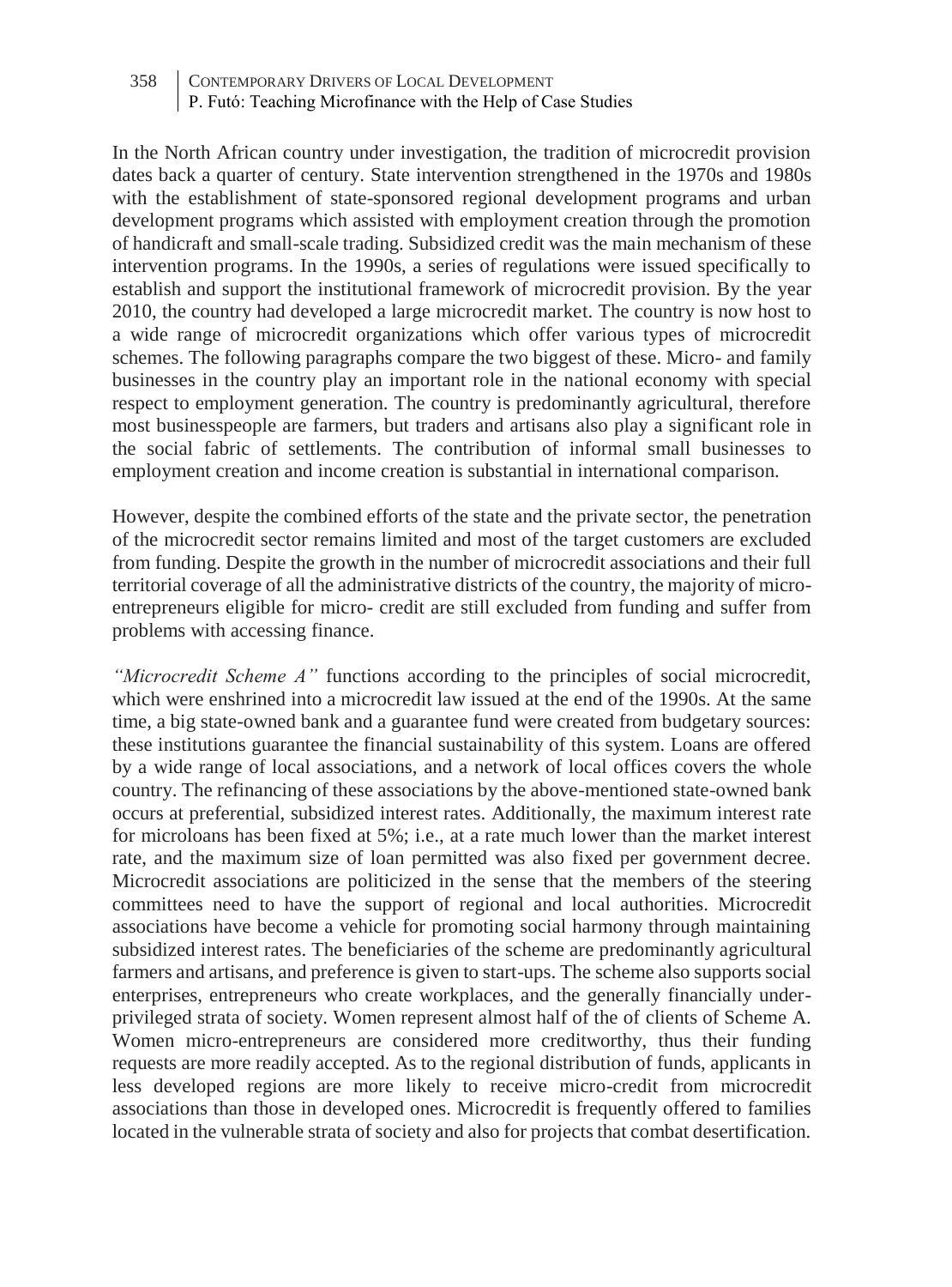In the North African country under investigation, the tradition of microcredit provision dates back a quarter of century. State intervention strengthened in the 1970s and 1980s with the establishment of state-sponsored regional development programs and urban development programs which assisted with employment creation through the promotion of handicraft and small-scale trading. Subsidized credit was the main mechanism of these intervention programs. In the 1990s, a series of regulations were issued specifically to establish and support the institutional framework of microcredit provision. By the year 2010, the country had developed a large microcredit market. The country is now host to a wide range of microcredit organizations which offer various types of microcredit schemes. The following paragraphs compare the two biggest of these. Micro- and family businesses in the country play an important role in the national economy with special respect to employment generation. The country is predominantly agricultural, therefore most businesspeople are farmers, but traders and artisans also play a significant role in the social fabric of settlements. The contribution of informal small businesses to employment creation and income creation is substantial in international comparison.

However, despite the combined efforts of the state and the private sector, the penetration of the microcredit sector remains limited and most of the target customers are excluded from funding. Despite the growth in the number of microcredit associations and their full territorial coverage of all the administrative districts of the country, the majority of micro-entrepreneurs eligible for micro- credit are still excluded from funding and suffer from problems with accessing finance.

*"Microcredit Scheme A"* functions according to the principles of social microcredit, which were enshrined into a microcredit law issued at the end of the 1990s. At the same time, a big state-owned bank and a guarantee fund were created from budgetary sources: these institutions guarantee the financial sustainability of this system. Loans are offered by a wide range of local associations, and a network of local offices covers the whole country. The refinancing of these associations by the above-mentioned state-owned bank occurs at preferential, subsidized interest rates. Additionally, the maximum interest rate for microloans has been fixed at 5%; i.e., at a rate much lower than the market interest rate, and the maximum size of loan permitted was also fixed per government decree. Microcredit associations are politicized in the sense that the members of the steering committees need to have the support of regional and local authorities. Microcredit associations have become a vehicle for promoting social harmony through maintaining subsidized interest rates. The beneficiaries of the scheme are predominantly agricultural farmers and artisans, and preference is given to start-ups. The scheme also supports social enterprises, entrepreneurs who create workplaces, and the generally financially under-privileged strata of society. Women represent almost half of the of clients of Scheme A. Women micro-entrepreneurs are considered more creditworthy, thus their funding requests are more readily accepted. As to the regional distribution of funds, applicants in less developed regions are more likely to receive micro-credit from microcredit associations than those in developed ones. Microcredit is frequently offered to families located in the vulnerable strata of society and also for projects that combat desertification.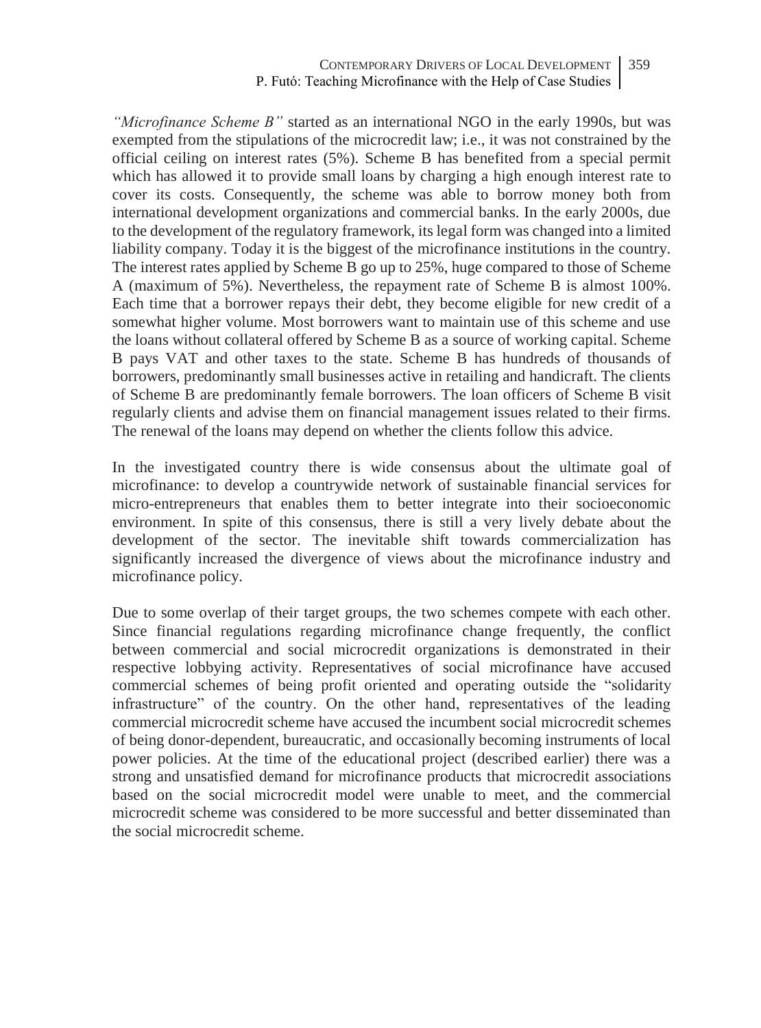*"Microfinance Scheme B"* started as an international NGO in the early 1990s, but was exempted from the stipulations of the microcredit law; i.e., it was not constrained by the official ceiling on interest rates (5%). Scheme B has benefited from a special permit which has allowed it to provide small loans by charging a high enough interest rate to cover its costs. Consequently, the scheme was able to borrow money both from international development organizations and commercial banks. In the early 2000s, due to the development of the regulatory framework, its legal form was changed into a limited liability company. Today it is the biggest of the microfinance institutions in the country. The interest rates applied by Scheme B go up to 25%, huge compared to those of Scheme A (maximum of 5%). Nevertheless, the repayment rate of Scheme B is almost 100%. Each time that a borrower repays their debt, they become eligible for new credit of a somewhat higher volume. Most borrowers want to maintain use of this scheme and use the loans without collateral offered by Scheme B as a source of working capital. Scheme B pays VAT and other taxes to the state. Scheme B has hundreds of thousands of borrowers, predominantly small businesses active in retailing and handicraft. The clients of Scheme B are predominantly female borrowers. The loan officers of Scheme B visit regularly clients and advise them on financial management issues related to their firms. The renewal of the loans may depend on whether the clients follow this advice.

In the investigated country there is wide consensus about the ultimate goal of microfinance: to develop a countrywide network of sustainable financial services for micro-entrepreneurs that enables them to better integrate into their socioeconomic environment. In spite of this consensus, there is still a very lively debate about the development of the sector. The inevitable shift towards commercialization has significantly increased the divergence of views about the microfinance industry and microfinance policy.

Due to some overlap of their target groups, the two schemes compete with each other. Since financial regulations regarding microfinance change frequently, the conflict between commercial and social microcredit organizations is demonstrated in their respective lobbying activity. Representatives of social microfinance have accused commercial schemes of being profit oriented and operating outside the "solidarity infrastructure" of the country. On the other hand, representatives of the leading commercial microcredit scheme have accused the incumbent social microcredit schemes of being donor-dependent, bureaucratic, and occasionally becoming instruments of local power policies. At the time of the educational project (described earlier) there was a strong and unsatisfied demand for microfinance products that microcredit associations based on the social microcredit model were unable to meet, and the commercial microcredit scheme was considered to be more successful and better disseminated than the social microcredit scheme.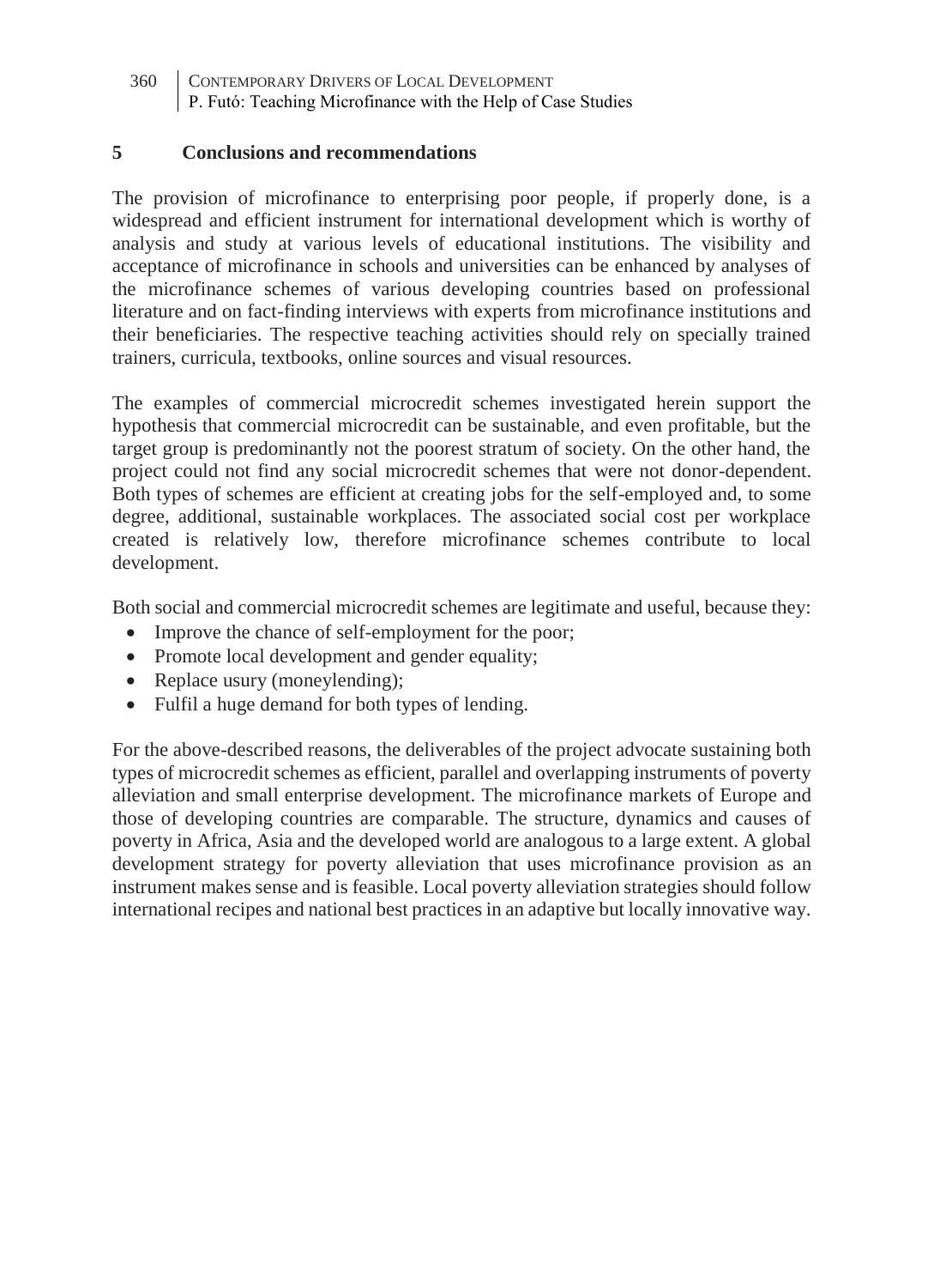## 5 Conclusions and recommendations

The provision of microfinance to enterprising poor people, if properly done, is a widespread and efficient instrument for international development which is worthy of analysis and study at various levels of educational institutions. The visibility and acceptance of microfinance in schools and universities can be enhanced by analyses of the microfinance schemes of various developing countries based on professional literature and on fact-finding interviews with experts from microfinance institutions and their beneficiaries. The respective teaching activities should rely on specially trained trainers, curricula, textbooks, online sources and visual resources.

The examples of commercial microcredit schemes investigated herein support the hypothesis that commercial microcredit can be sustainable, and even profitable, but the target group is predominantly not the poorest stratum of society. On the other hand, the project could not find any social microcredit schemes that were not donor-dependent. Both types of schemes are efficient at creating jobs for the self-employed and, to some degree, additional, sustainable workplaces. The associated social cost per workplace created is relatively low, therefore microfinance schemes contribute to local development.

Both social and commercial microcredit schemes are legitimate and useful, because they:

- Improve the chance of self-employment for the poor;
- Promote local development and gender equality;
- Replace usury (moneylending);
- Fulfil a huge demand for both types of lending.

For the above-described reasons, the deliverables of the project advocate sustaining both types of microcredit schemes as efficient, parallel and overlapping instruments of poverty alleviation and small enterprise development. The microfinance markets of Europe and those of developing countries are comparable. The structure, dynamics and causes of poverty in Africa, Asia and the developed world are analogous to a large extent. A global development strategy for poverty alleviation that uses microfinance provision as an instrument makes sense and is feasible. Local poverty alleviation strategies should follow international recipes and national best practices in an adaptive but locally innovative way.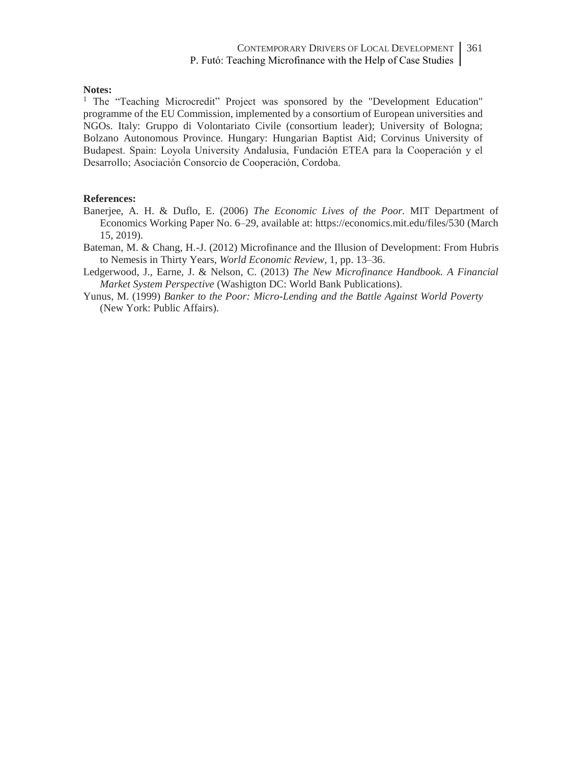**Notes:**

[1] The "Teaching Microcredit" Project was sponsored by the "Development Education" programme of the EU Commission, implemented by a consortium of European universities and NGOs. Italy: Gruppo di Volontariato Civile (consortium leader); University of Bologna; Bolzano Autonomous Province. Hungary: Hungarian Baptist Aid; Corvinus University of Budapest. Spain: Loyola University Andalusia, Fundación ETEA para la Cooperación y el Desarrollo; Asociación Consorcio de Cooperación, Cordoba.

**References:**

Banerjee, A. H. & Duflo, E. (2006) *The Economic Lives of the Poor.* MIT Department of Economics Working Paper No. 6–29, available at: https://economics.mit.edu/files/530 (March 15, 2019).

Bateman, M. & Chang, H.-J. (2012) Microfinance and the Illusion of Development: From Hubris to Nemesis in Thirty Years, *World Economic Review,* 1, pp. 13–36.

Ledgerwood, J., Earne, J. & Nelson, C. (2013) *The New Microfinance Handbook. A Financial Market System Perspective* (Washigton DC: World Bank Publications).

Yunus, M. (1999) *Banker to the Poor: Micro-Lending and the Battle Against World Poverty* (New York: Public Affairs).